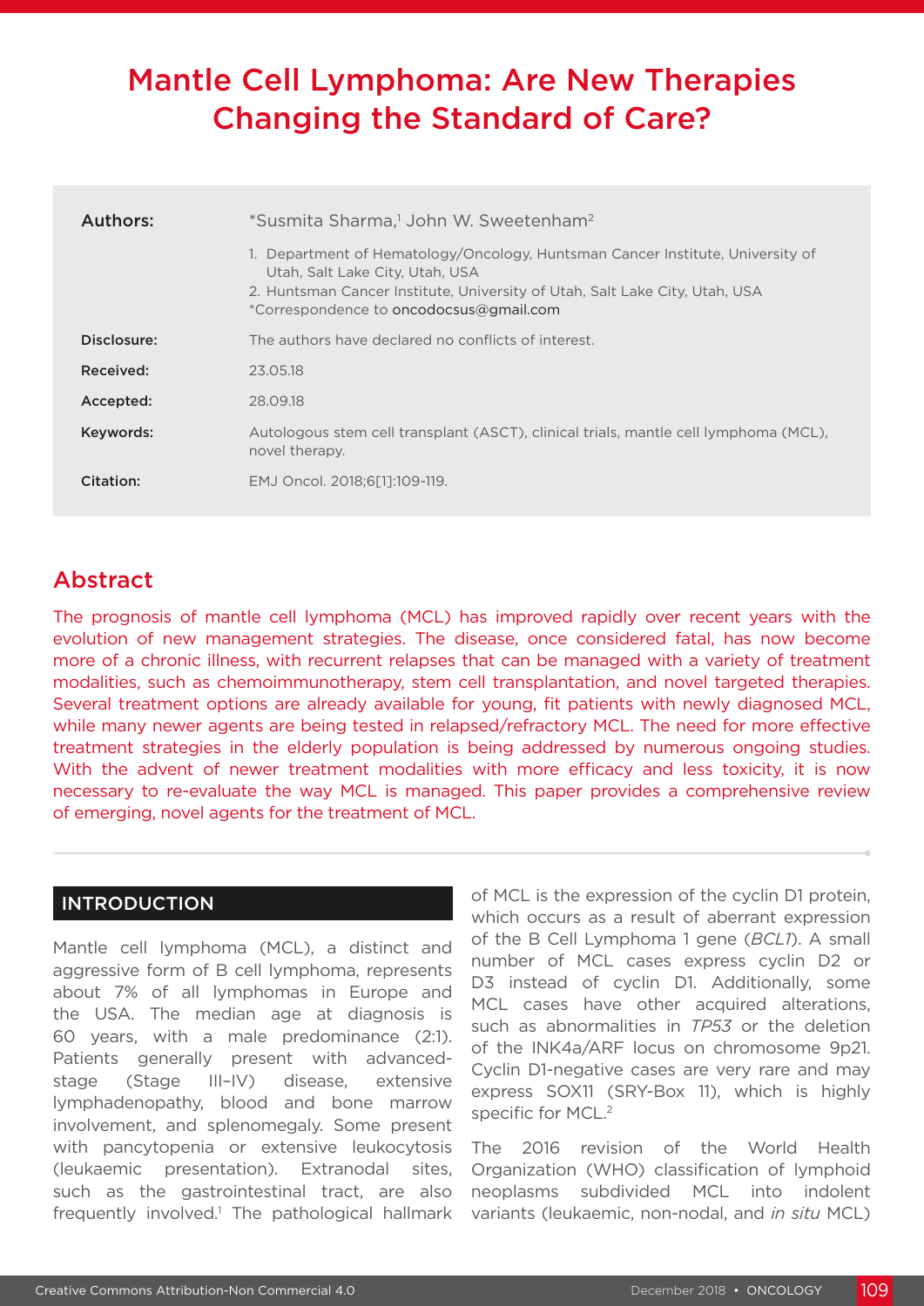# Mantle Cell Lymphoma: Are New Therapies Changing the Standard of Care?

| | |
|---|---|
| **Authors:** | *Susmita Sharma,[1] John W. Sweetenham[2]<br>1. Department of Hematology/Oncology, Huntsman Cancer Institute, University of Utah, Salt Lake City, Utah, USA<br>2. Huntsman Cancer Institute, University of Utah, Salt Lake City, Utah, USA<br>*Correspondence to oncodocsus@gmail.com |
| **Disclosure:** | The authors have declared no conflicts of interest. |
| **Received:** | 23.05.18 |
| **Accepted:** | 28.09.18 |
| **Keywords:** | Autologous stem cell transplant (ASCT), clinical trials, mantle cell lymphoma (MCL), novel therapy. |
| **Citation:** | EMJ Oncol. 2018;6[1]:109-119. |

## Abstract

The prognosis of mantle cell lymphoma (MCL) has improved rapidly over recent years with the evolution of new management strategies. The disease, once considered fatal, has now become more of a chronic illness, with recurrent relapses that can be managed with a variety of treatment modalities, such as chemoimmunotherapy, stem cell transplantation, and novel targeted therapies. Several treatment options are already available for young, fit patients with newly diagnosed MCL, while many newer agents are being tested in relapsed/refractory MCL. The need for more effective treatment strategies in the elderly population is being addressed by numerous ongoing studies. With the advent of newer treatment modalities with more efficacy and less toxicity, it is now necessary to re-evaluate the way MCL is managed. This paper provides a comprehensive review of emerging, novel agents for the treatment of MCL.

## INTRODUCTION

Mantle cell lymphoma (MCL), a distinct and aggressive form of B cell lymphoma, represents about 7% of all lymphomas in Europe and the USA. The median age at diagnosis is 60 years, with a male predominance (2:1). Patients generally present with advanced-stage (Stage III–IV) disease, extensive lymphadenopathy, blood and bone marrow involvement, and splenomegaly. Some present with pancytopenia or extensive leukocytosis (leukaemic presentation). Extranodal sites, such as the gastrointestinal tract, are also frequently involved.[1] The pathological hallmark of MCL is the expression of the cyclin D1 protein, which occurs as a result of aberrant expression of the B Cell Lymphoma 1 gene (*BCL1*). A small number of MCL cases express cyclin D2 or D3 instead of cyclin D1. Additionally, some MCL cases have other acquired alterations, such as abnormalities in *TP53* or the deletion of the INK4a/ARF locus on chromosome 9p21. Cyclin D1-negative cases are very rare and may express SOX11 (SRY-Box 11), which is highly specific for MCL.[2]

The 2016 revision of the World Health Organization (WHO) classification of lymphoid neoplasms subdivided MCL into indolent variants (leukaemic, non-nodal, and *in situ* MCL)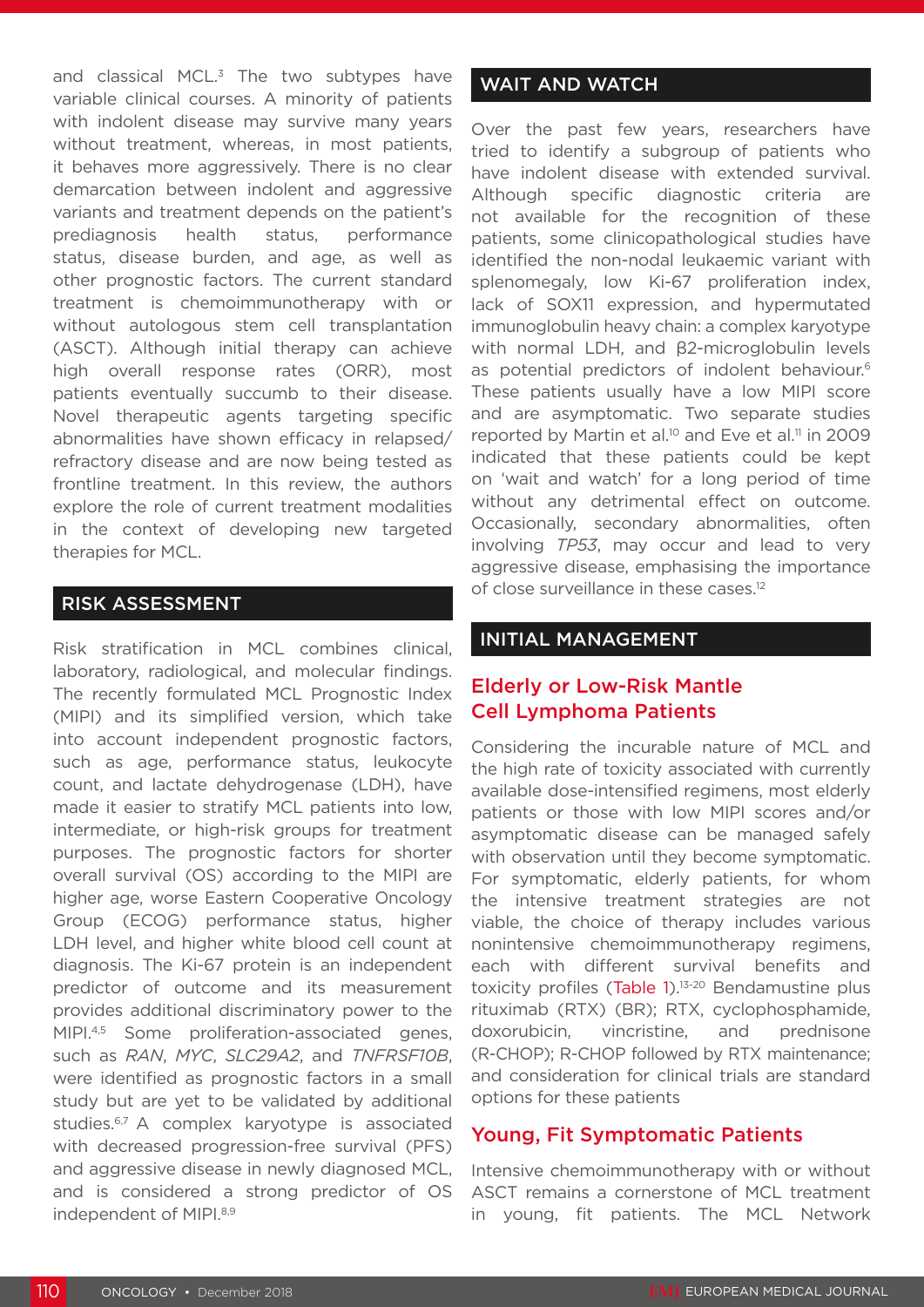and classical MCL.[3] The two subtypes have variable clinical courses. A minority of patients with indolent disease may survive many years without treatment, whereas, in most patients, it behaves more aggressively. There is no clear demarcation between indolent and aggressive variants and treatment depends on the patient's prediagnosis health status, performance status, disease burden, and age, as well as other prognostic factors. The current standard treatment is chemoimmunotherapy with or without autologous stem cell transplantation (ASCT). Although initial therapy can achieve high overall response rates (ORR), most patients eventually succumb to their disease. Novel therapeutic agents targeting specific abnormalities have shown efficacy in relapsed/refractory disease and are now being tested as frontline treatment. In this review, the authors explore the role of current treatment modalities in the context of developing new targeted therapies for MCL.

## RISK ASSESSMENT

Risk stratification in MCL combines clinical, laboratory, radiological, and molecular findings. The recently formulated MCL Prognostic Index (MIPI) and its simplified version, which take into account independent prognostic factors, such as age, performance status, leukocyte count, and lactate dehydrogenase (LDH), have made it easier to stratify MCL patients into low, intermediate, or high-risk groups for treatment purposes. The prognostic factors for shorter overall survival (OS) according to the MIPI are higher age, worse Eastern Cooperative Oncology Group (ECOG) performance status, higher LDH level, and higher white blood cell count at diagnosis. The Ki-67 protein is an independent predictor of outcome and its measurement provides additional discriminatory power to the MIPI.[4,5] Some proliferation-associated genes, such as *RAN*, *MYC*, *SLC29A2*, and *TNFRSF10B*, were identified as prognostic factors in a small study but are yet to be validated by additional studies.[6,7] A complex karyotype is associated with decreased progression-free survival (PFS) and aggressive disease in newly diagnosed MCL, and is considered a strong predictor of OS independent of MIPI.[8,9]

## WAIT AND WATCH

Over the past few years, researchers have tried to identify a subgroup of patients who have indolent disease with extended survival. Although specific diagnostic criteria are not available for the recognition of these patients, some clinicopathological studies have identified the non-nodal leukaemic variant with splenomegaly, low Ki-67 proliferation index, lack of SOX11 expression, and hypermutated immunoglobulin heavy chain: a complex karyotype with normal LDH, and β2-microglobulin levels as potential predictors of indolent behaviour.[6] These patients usually have a low MIPI score and are asymptomatic. Two separate studies reported by Martin et al.[10] and Eve et al.[11] in 2009 indicated that these patients could be kept on 'wait and watch' for a long period of time without any detrimental effect on outcome. Occasionally, secondary abnormalities, often involving *TP53*, may occur and lead to very aggressive disease, emphasising the importance of close surveillance in these cases.[12]

## INITIAL MANAGEMENT

### Elderly or Low-Risk Mantle Cell Lymphoma Patients

Considering the incurable nature of MCL and the high rate of toxicity associated with currently available dose-intensified regimens, most elderly patients or those with low MIPI scores and/or asymptomatic disease can be managed safely with observation until they become symptomatic. For symptomatic, elderly patients, for whom the intensive treatment strategies are not viable, the choice of therapy includes various nonintensive chemoimmunotherapy regimens, each with different survival benefits and toxicity profiles (Table 1).[13-20] Bendamustine plus rituximab (RTX) (BR); RTX, cyclophosphamide, doxorubicin, vincristine, and prednisone (R-CHOP); R-CHOP followed by RTX maintenance; and consideration for clinical trials are standard options for these patients

### Young, Fit Symptomatic Patients

Intensive chemoimmunotherapy with or without ASCT remains a cornerstone of MCL treatment in young, fit patients. The MCL Network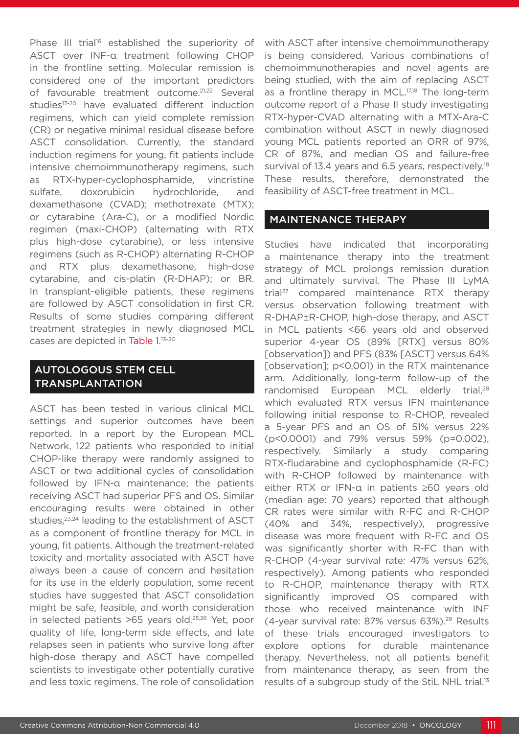Phase III trial[16] established the superiority of ASCT over INF-α treatment following CHOP in the frontline setting. Molecular remission is considered one of the important predictors of favourable treatment outcome.[21,22] Several studies[17-20] have evaluated different induction regimens, which can yield complete remission (CR) or negative minimal residual disease before ASCT consolidation. Currently, the standard induction regimens for young, fit patients include intensive chemoimmunotherapy regimens, such as RTX-hyper-cyclophosphamide, vincristine sulfate, doxorubicin hydrochloride, and dexamethasone (CVAD); methotrexate (MTX); or cytarabine (Ara-C), or a modified Nordic regimen (maxi-CHOP) (alternating with RTX plus high-dose cytarabine), or less intensive regimens (such as R-CHOP) alternating R-CHOP and RTX plus dexamethasone, high-dose cytarabine, and cis-platin (R-DHAP); or BR. In transplant-eligible patients, these regimens are followed by ASCT consolidation in first CR. Results of some studies comparing different treatment strategies in newly diagnosed MCL cases are depicted in Table 1.[13-20]

## AUTOLOGOUS STEM CELL TRANSPLANTATION

ASCT has been tested in various clinical MCL settings and superior outcomes have been reported. In a report by the European MCL Network, 122 patients who responded to initial CHOP-like therapy were randomly assigned to ASCT or two additional cycles of consolidation followed by IFN-α maintenance; the patients receiving ASCT had superior PFS and OS. Similar encouraging results were obtained in other studies,[23,24] leading to the establishment of ASCT as a component of frontline therapy for MCL in young, fit patients. Although the treatment-related toxicity and mortality associated with ASCT have always been a cause of concern and hesitation for its use in the elderly population, some recent studies have suggested that ASCT consolidation might be safe, feasible, and worth consideration in selected patients >65 years old.[25,26] Yet, poor quality of life, long-term side effects, and late relapses seen in patients who survive long after high-dose therapy and ASCT have compelled scientists to investigate other potentially curative and less toxic regimens. The role of consolidation with ASCT after intensive chemoimmunotherapy is being considered. Various combinations of chemoimmunotherapies and novel agents are being studied, with the aim of replacing ASCT as a frontline therapy in MCL.[17,18] The long-term outcome report of a Phase II study investigating RTX-hyper-CVAD alternating with a MTX-Ara-C combination without ASCT in newly diagnosed young MCL patients reported an ORR of 97%, CR of 87%, and median OS and failure-free survival of 13.4 years and 6.5 years, respectively.[18] These results, therefore, demonstrated the feasibility of ASCT-free treatment in MCL.

## MAINTENANCE THERAPY

Studies have indicated that incorporating a maintenance therapy into the treatment strategy of MCL prolongs remission duration and ultimately survival. The Phase III LyMA trial[27] compared maintenance RTX therapy versus observation following treatment with R-DHAP±R-CHOP, high-dose therapy, and ASCT in MCL patients <66 years old and observed superior 4-year OS (89% [RTX] versus 80% [observation]) and PFS (83% [ASCT] versus 64% [observation]; p<0.001) in the RTX maintenance arm. Additionally, long-term follow-up of the randomised European MCL elderly trial,[28] which evaluated RTX versus IFN maintenance following initial response to R-CHOP, revealed a 5-year PFS and an OS of 51% versus 22% (p<0.0001) and 79% versus 59% (p=0.002), respectively. Similarly a study comparing RTX-fludarabine and cyclophosphamide (R-FC) with R-CHOP followed by maintenance with either RTX or IFN-α in patients ≥60 years old (median age: 70 years) reported that although CR rates were similar with R-FC and R-CHOP (40% and 34%, respectively), progressive disease was more frequent with R-FC and OS was significantly shorter with R-FC than with R-CHOP (4-year survival rate: 47% versus 62%, respectively). Among patients who responded to R-CHOP, maintenance therapy with RTX significantly improved OS compared with those who received maintenance with INF (4-year survival rate: 87% versus 63%).[29] Results of these trials encouraged investigators to explore options for durable maintenance therapy. Nevertheless, not all patients benefit from maintenance therapy, as seen from the results of a subgroup study of the StiL NHL trial.[13]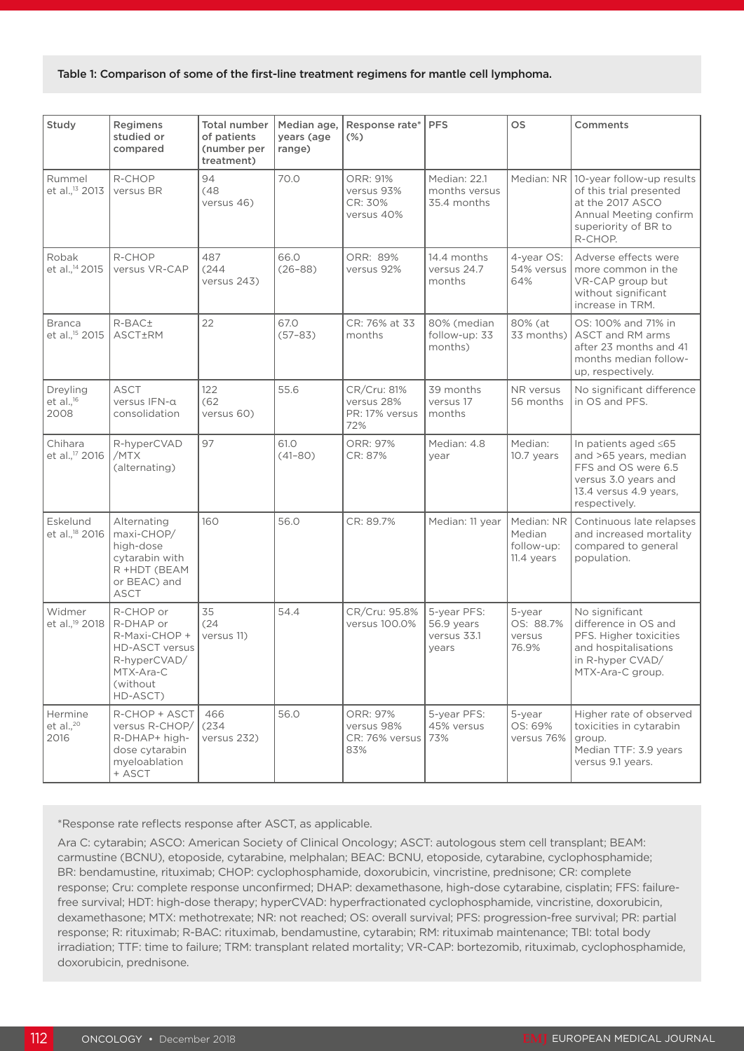Table 1: Comparison of some of the first-line treatment regimens for mantle cell lymphoma.

| Study | Regimens studied or compared | Total number of patients (number per treatment) | Median age, years (age range) | Response rate* (%) | PFS | OS | Comments |
|---|---|---|---|---|---|---|---|
| Rummel et al.,[13] 2013 | R-CHOP versus BR | 94 (48 versus 46) | 70.0 | ORR: 91% versus 93% CR: 30% versus 40% | Median: 22.1 months versus 35.4 months | Median: NR | 10-year follow-up results of this trial presented at the 2017 ASCO Annual Meeting confirm superiority of BR to R-CHOP. |
| Robak et al.,[14] 2015 | R-CHOP versus VR-CAP | 487 (244 versus 243) | 66.0 (26–88) | ORR: 89% versus 92% | 14.4 months versus 24.7 months | 4-year OS: 54% versus 64% | Adverse effects were more common in the VR-CAP group but without significant increase in TRM. |
| Branca et al.,[15] 2015 | R-BAC± ASCT±RM | 22 | 67.0 (57–83) | CR: 76% at 33 months | 80% (median follow-up: 33 months) | 80% (at 33 months) | OS: 100% and 71% in ASCT and RM arms after 23 months and 41 months median follow-up, respectively. |
| Dreyling et al.,[16] 2008 | ASCT versus IFN-α consolidation | 122 (62 versus 60) | 55.6 | CR/Cru: 81% versus 28% PR: 17% versus 72% | 39 months versus 17 months | NR versus 56 months | No significant difference in OS and PFS. |
| Chihara et al.,[17] 2016 | R-hyperCVAD /MTX (alternating) | 97 | 61.0 (41–80) | ORR: 97% CR: 87% | Median: 4.8 year | Median: 10.7 years | In patients aged ≤65 and >65 years, median FFS and OS were 6.5 versus 3.0 years and 13.4 versus 4.9 years, respectively. |
| Eskelund et al.,[18] 2016 | Alternating maxi-CHOP/ high-dose cytarabin with R +HDT (BEAM or BEAC) and ASCT | 160 | 56.0 | CR: 89.7% | Median: 11 year | Median: NR Median follow-up: 11.4 years | Continuous late relapses and increased mortality compared to general population. |
| Widmer et al.,[19] 2018 | R-CHOP or R-DHAP or R-Maxi-CHOP + HD-ASCT versus R-hyperCVAD/ MTX-Ara-C (without HD-ASCT) | 35 (24 versus 11) | 54.4 | CR/Cru: 95.8% versus 100.0% | 5-year PFS: 56.9 years versus 33.1 years | 5-year OS: 88.7% versus 76.9% | No significant difference in OS and PFS. Higher toxicities and hospitalisations in R-hyper CVAD/ MTX-Ara-C group. |
| Hermine et al.,[20] 2016 | R-CHOP + ASCT versus R-CHOP/ R-DHAP+ high-dose cytarabin myeloablation + ASCT | 466 (234 versus 232) | 56.0 | ORR: 97% versus 98% CR: 76% versus 83% | 5-year PFS: 45% versus 73% | 5-year OS: 69% versus 76% | Higher rate of observed toxicities in cytarabin group. Median TTF: 3.9 years versus 9.1 years. |

*Response rate reflects response after ASCT, as applicable.

Ara C: cytarabin; ASCO: American Society of Clinical Oncology; ASCT: autologous stem cell transplant; BEAM: carmustine (BCNU), etoposide, cytarabine, melphalan; BEAC: BCNU, etoposide, cytarabine, cyclophosphamide; BR: bendamustine, rituximab; CHOP: cyclophosphamide, doxorubicin, vincristine, prednisone; CR: complete response; Cru: complete response unconfirmed; DHAP: dexamethasone, high-dose cytarabine, cisplatin; FFS: failure-free survival; HDT: high-dose therapy; hyperCVAD: hyperfractionated cyclophosphamide, vincristine, doxorubicin, dexamethasone; MTX: methotrexate; NR: not reached; OS: overall survival; PFS: progression-free survival; PR: partial response; R: rituximab; R-BAC: rituximab, bendamustine, cytarabin; RM: rituximab maintenance; TBI: total body irradiation; TTF: time to failure; TRM: transplant related mortality; VR-CAP: bortezomib, rituximab, cyclophosphamide, doxorubicin, prednisone.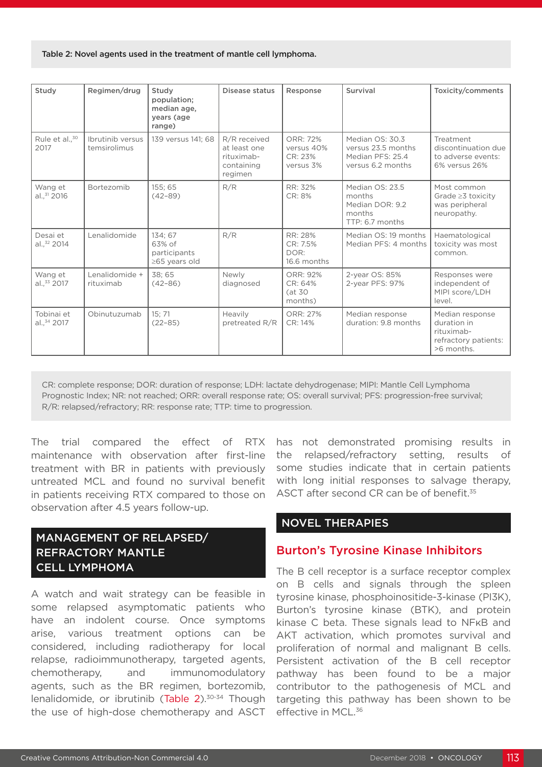Table 2: Novel agents used in the treatment of mantle cell lymphoma.

| Study | Regimen/drug | Study population; median age, years (age range) | Disease status | Response | Survival | Toxicity/comments |
|---|---|---|---|---|---|---|
| Rule et al.,[30] 2017 | Ibrutinib versus temsirolimus | 139 versus 141; 68 | R/R received at least one rituximab-containing regimen | ORR: 72% versus 40% CR: 23% versus 3% | Median OS: 30.3 versus 23.5 months Median PFS: 25.4 versus 6.2 months | Treatment discontinuation due to adverse events: 6% versus 26% |
| Wang et al.,[31] 2016 | Bortezomib | 155; 65 (42–89) | R/R | RR: 32% CR: 8% | Median OS: 23.5 months Median DOR: 9.2 months TTP: 6.7 months | Most common Grade ≥3 toxicity was peripheral neuropathy. |
| Desai et al.,[32] 2014 | Lenalidomide | 134; 67 63% of participants ≥65 years old | R/R | RR: 28% CR: 7.5% DOR: 16.6 months | Median OS: 19 months Median PFS: 4 months | Haematological toxicity was most common. |
| Wang et al.,[33] 2017 | Lenalidomide + rituximab | 38; 65 (42–86) | Newly diagnosed | ORR: 92% CR: 64% (at 30 months) | 2-year OS: 85% 2-year PFS: 97% | Responses were independent of MIPI score/LDH level. |
| Tobinai et al.,[34] 2017 | Obinutuzumab | 15; 71 (22–85) | Heavily pretreated R/R | ORR: 27% CR: 14% | Median response duration: 9.8 months | Median response duration in rituximab-refractory patients: >6 months. |

CR: complete response; DOR: duration of response; LDH: lactate dehydrogenase; MIPI: Mantle Cell Lymphoma Prognostic Index; NR: not reached; ORR: overall response rate; OS: overall survival; PFS: progression-free survival; R/R: relapsed/refractory; RR: response rate; TTP: time to progression.

The trial compared the effect of RTX maintenance with observation after first-line treatment with BR in patients with previously untreated MCL and found no survival benefit in patients receiving RTX compared to those on observation after 4.5 years follow-up.

## MANAGEMENT OF RELAPSED/REFRACTORY MANTLE CELL LYMPHOMA

A watch and wait strategy can be feasible in some relapsed asymptomatic patients who have an indolent course. Once symptoms arise, various treatment options can be considered, including radiotherapy for local relapse, radioimmunotherapy, targeted agents, chemotherapy, and immunomodulatory agents, such as the BR regimen, bortezomib, lenalidomide, or ibrutinib (Table 2).[30-34] Though the use of high-dose chemotherapy and ASCT has not demonstrated promising results in the relapsed/refractory setting, results of some studies indicate that in certain patients with long initial responses to salvage therapy, ASCT after second CR can be of benefit.[35]

## NOVEL THERAPIES

### Burton's Tyrosine Kinase Inhibitors

The B cell receptor is a surface receptor complex on B cells and signals through the spleen tyrosine kinase, phosphoinositide-3-kinase (PI3K), Burton's tyrosine kinase (BTK), and protein kinase C beta. These signals lead to NFκB and AKT activation, which promotes survival and proliferation of normal and malignant B cells. Persistent activation of the B cell receptor pathway has been found to be a major contributor to the pathogenesis of MCL and targeting this pathway has been shown to be effective in MCL.[36]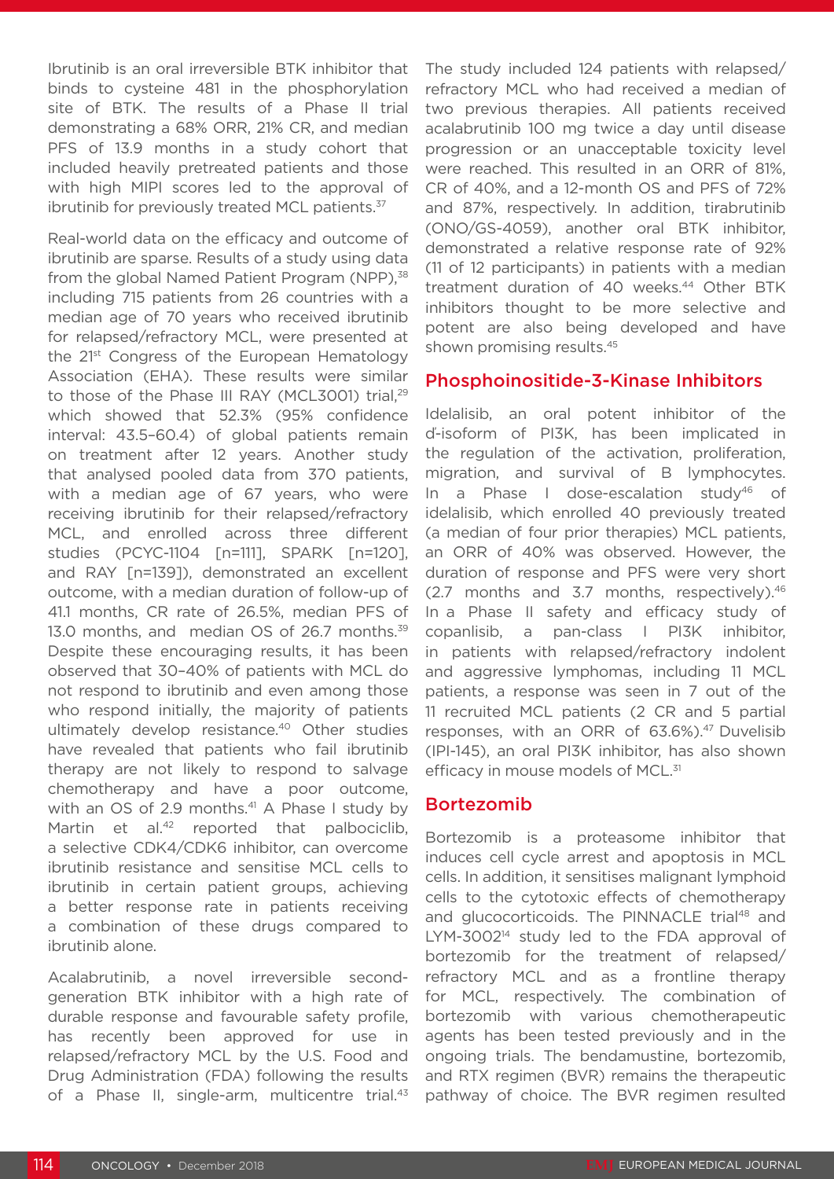Ibrutinib is an oral irreversible BTK inhibitor that binds to cysteine 481 in the phosphorylation site of BTK. The results of a Phase II trial demonstrating a 68% ORR, 21% CR, and median PFS of 13.9 months in a study cohort that included heavily pretreated patients and those with high MIPI scores led to the approval of ibrutinib for previously treated MCL patients.[37]

Real-world data on the efficacy and outcome of ibrutinib are sparse. Results of a study using data from the global Named Patient Program (NPP),[38] including 715 patients from 26 countries with a median age of 70 years who received ibrutinib for relapsed/refractory MCL, were presented at the 21[st] Congress of the European Hematology Association (EHA). These results were similar to those of the Phase III RAY (MCL3001) trial,[29] which showed that 52.3% (95% confidence interval: 43.5–60.4) of global patients remain on treatment after 12 years. Another study that analysed pooled data from 370 patients, with a median age of 67 years, who were receiving ibrutinib for their relapsed/refractory MCL, and enrolled across three different studies (PCYC-1104 [n=111], SPARK [n=120], and RAY [n=139]), demonstrated an excellent outcome, with a median duration of follow-up of 41.1 months, CR rate of 26.5%, median PFS of 13.0 months, and median OS of 26.7 months.[39] Despite these encouraging results, it has been observed that 30–40% of patients with MCL do not respond to ibrutinib and even among those who respond initially, the majority of patients ultimately develop resistance.[40] Other studies have revealed that patients who fail ibrutinib therapy are not likely to respond to salvage chemotherapy and have a poor outcome, with an OS of 2.9 months.[41] A Phase I study by Martin et al.[42] reported that palbociclib, a selective CDK4/CDK6 inhibitor, can overcome ibrutinib resistance and sensitise MCL cells to ibrutinib in certain patient groups, achieving a better response rate in patients receiving a combination of these drugs compared to ibrutinib alone.

Acalabrutinib, a novel irreversible second-generation BTK inhibitor with a high rate of durable response and favourable safety profile, has recently been approved for use in relapsed/refractory MCL by the U.S. Food and Drug Administration (FDA) following the results of a Phase II, single-arm, multicentre trial.[43] The study included 124 patients with relapsed/refractory MCL who had received a median of two previous therapies. All patients received acalabrutinib 100 mg twice a day until disease progression or an unacceptable toxicity level were reached. This resulted in an ORR of 81%, CR of 40%, and a 12-month OS and PFS of 72% and 87%, respectively. In addition, tirabrutinib (ONO/GS-4059), another oral BTK inhibitor, demonstrated a relative response rate of 92% (11 of 12 participants) in patients with a median treatment duration of 40 weeks.[44] Other BTK inhibitors thought to be more selective and potent are also being developed and have shown promising results.[45]

## Phosphoinositide-3-Kinase Inhibitors

Idelalisib, an oral potent inhibitor of the δ-isoform of PI3K, has been implicated in the regulation of the activation, proliferation, migration, and survival of B lymphocytes. In a Phase I dose-escalation study[46] of idelalisib, which enrolled 40 previously treated (a median of four prior therapies) MCL patients, an ORR of 40% was observed. However, the duration of response and PFS were very short (2.7 months and 3.7 months, respectively).[46] In a Phase II safety and efficacy study of copanlisib, a pan-class I PI3K inhibitor, in patients with relapsed/refractory indolent and aggressive lymphomas, including 11 MCL patients, a response was seen in 7 out of the 11 recruited MCL patients (2 CR and 5 partial responses, with an ORR of 63.6%).[47] Duvelisib (IPI-145), an oral PI3K inhibitor, has also shown efficacy in mouse models of MCL.[31]

## Bortezomib

Bortezomib is a proteasome inhibitor that induces cell cycle arrest and apoptosis in MCL cells. In addition, it sensitises malignant lymphoid cells to the cytotoxic effects of chemotherapy and glucocorticoids. The PINNACLE trial[48] and LYM-3002[14] study led to the FDA approval of bortezomib for the treatment of relapsed/refractory MCL and as a frontline therapy for MCL, respectively. The combination of bortezomib with various chemotherapeutic agents has been tested previously and in the ongoing trials. The bendamustine, bortezomib, and RTX regimen (BVR) remains the therapeutic pathway of choice. The BVR regimen resulted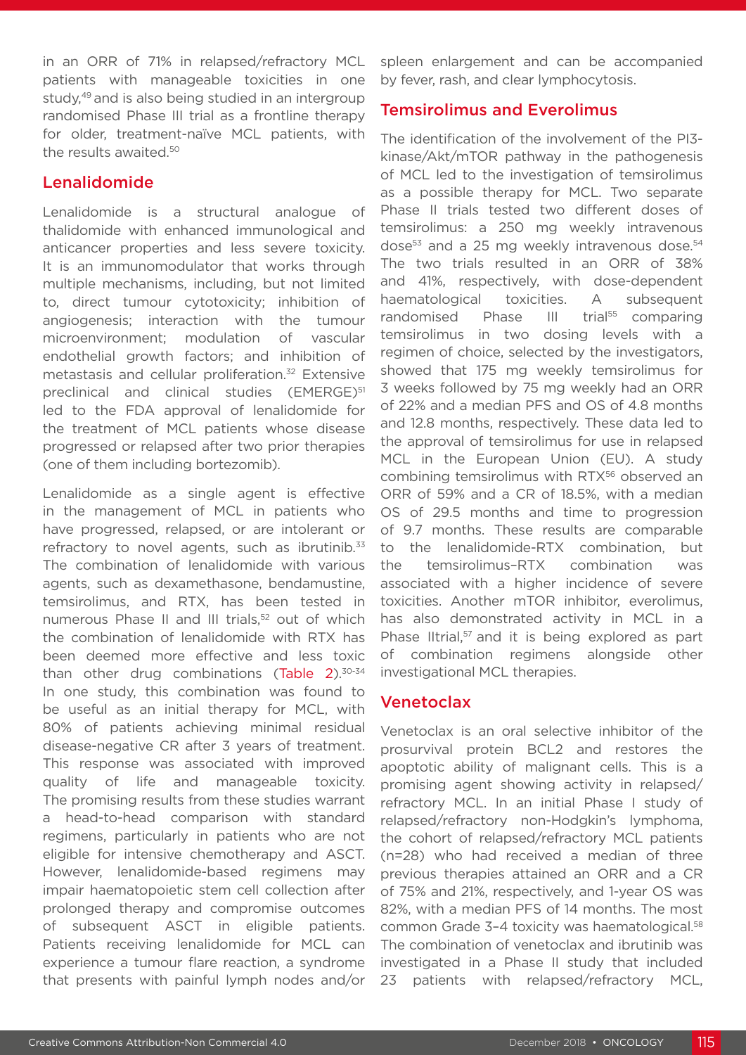in an ORR of 71% in relapsed/refractory MCL patients with manageable toxicities in one study,[49] and is also being studied in an intergroup randomised Phase III trial as a frontline therapy for older, treatment-naïve MCL patients, with the results awaited.[50]

## Lenalidomide

Lenalidomide is a structural analogue of thalidomide with enhanced immunological and anticancer properties and less severe toxicity. It is an immunomodulator that works through multiple mechanisms, including, but not limited to, direct tumour cytotoxicity; inhibition of angiogenesis; interaction with the tumour microenvironment; modulation of vascular endothelial growth factors; and inhibition of metastasis and cellular proliferation.[32] Extensive preclinical and clinical studies (EMERGE)[51] led to the FDA approval of lenalidomide for the treatment of MCL patients whose disease progressed or relapsed after two prior therapies (one of them including bortezomib).

Lenalidomide as a single agent is effective in the management of MCL in patients who have progressed, relapsed, or are intolerant or refractory to novel agents, such as ibrutinib.[33] The combination of lenalidomide with various agents, such as dexamethasone, bendamustine, temsirolimus, and RTX, has been tested in numerous Phase II and III trials,[52] out of which the combination of lenalidomide with RTX has been deemed more effective and less toxic than other drug combinations (Table 2).[30-34] In one study, this combination was found to be useful as an initial therapy for MCL, with 80% of patients achieving minimal residual disease-negative CR after 3 years of treatment. This response was associated with improved quality of life and manageable toxicity. The promising results from these studies warrant a head-to-head comparison with standard regimens, particularly in patients who are not eligible for intensive chemotherapy and ASCT. However, lenalidomide-based regimens may impair haematopoietic stem cell collection after prolonged therapy and compromise outcomes of subsequent ASCT in eligible patients. Patients receiving lenalidomide for MCL can experience a tumour flare reaction, a syndrome that presents with painful lymph nodes and/or spleen enlargement and can be accompanied by fever, rash, and clear lymphocytosis.

## Temsirolimus and Everolimus

The identification of the involvement of the PI3-kinase/Akt/mTOR pathway in the pathogenesis of MCL led to the investigation of temsirolimus as a possible therapy for MCL. Two separate Phase II trials tested two different doses of temsirolimus: a 250 mg weekly intravenous dose[53] and a 25 mg weekly intravenous dose.[54] The two trials resulted in an ORR of 38% and 41%, respectively, with dose-dependent haematological toxicities. A subsequent randomised Phase III trial[55] comparing temsirolimus in two dosing levels with a regimen of choice, selected by the investigators, showed that 175 mg weekly temsirolimus for 3 weeks followed by 75 mg weekly had an ORR of 22% and a median PFS and OS of 4.8 months and 12.8 months, respectively. These data led to the approval of temsirolimus for use in relapsed MCL in the European Union (EU). A study combining temsirolimus with RTX[56] observed an ORR of 59% and a CR of 18.5%, with a median OS of 29.5 months and time to progression of 9.7 months. These results are comparable to the lenalidomide-RTX combination, but the temsirolimus–RTX combination was associated with a higher incidence of severe toxicities. Another mTOR inhibitor, everolimus, has also demonstrated activity in MCL in a Phase IItrial,[57] and it is being explored as part of combination regimens alongside other investigational MCL therapies.

## Venetoclax

Venetoclax is an oral selective inhibitor of the prosurvival protein BCL2 and restores the apoptotic ability of malignant cells. This is a promising agent showing activity in relapsed/refractory MCL. In an initial Phase I study of relapsed/refractory non-Hodgkin's lymphoma, the cohort of relapsed/refractory MCL patients (n=28) who had received a median of three previous therapies attained an ORR and a CR of 75% and 21%, respectively, and 1-year OS was 82%, with a median PFS of 14 months. The most common Grade 3–4 toxicity was haematological.[58] The combination of venetoclax and ibrutinib was investigated in a Phase II study that included 23 patients with relapsed/refractory MCL,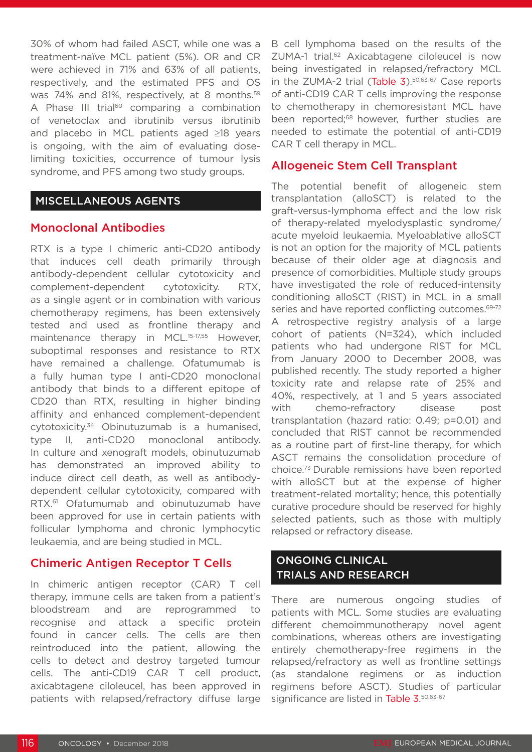30% of whom had failed ASCT, while one was a treatment-naïve MCL patient (5%). OR and CR were achieved in 71% and 63% of all patients, respectively, and the estimated PFS and OS was 74% and 81%, respectively, at 8 months.[59] A Phase III trial[60] comparing a combination of venetoclax and ibrutinib versus ibrutinib and placebo in MCL patients aged ≥18 years is ongoing, with the aim of evaluating dose-limiting toxicities, occurrence of tumour lysis syndrome, and PFS among two study groups.

## MISCELLANEOUS AGENTS

### Monoclonal Antibodies

RTX is a type I chimeric anti-CD20 antibody that induces cell death primarily through antibody-dependent cellular cytotoxicity and complement-dependent cytotoxicity. RTX, as a single agent or in combination with various chemotherapy regimens, has been extensively tested and used as frontline therapy and maintenance therapy in MCL.[15-17,55] However, suboptimal responses and resistance to RTX have remained a challenge. Ofatumumab is a fully human type I anti-CD20 monoclonal antibody that binds to a different epitope of CD20 than RTX, resulting in higher binding affinity and enhanced complement-dependent cytotoxicity.[34] Obinutuzumab is a humanised, type II, anti-CD20 monoclonal antibody. In culture and xenograft models, obinutuzumab has demonstrated an improved ability to induce direct cell death, as well as antibody-dependent cellular cytotoxicity, compared with RTX.[61] Ofatumumab and obinutuzumab have been approved for use in certain patients with follicular lymphoma and chronic lymphocytic leukaemia, and are being studied in MCL.

### Chimeric Antigen Receptor T Cells

In chimeric antigen receptor (CAR) T cell therapy, immune cells are taken from a patient's bloodstream and are reprogrammed to recognise and attack a specific protein found in cancer cells. The cells are then reintroduced into the patient, allowing the cells to detect and destroy targeted tumour cells. The anti-CD19 CAR T cell product, axicabtagene ciloleucel, has been approved in patients with relapsed/refractory diffuse large B cell lymphoma based on the results of the ZUMA-1 trial.[62] Axicabtagene ciloleucel is now being investigated in relapsed/refractory MCL in the ZUMA-2 trial (Table 3).[50,63-67] Case reports of anti-CD19 CAR T cells improving the response to chemotherapy in chemoresistant MCL have been reported;[68] however, further studies are needed to estimate the potential of anti-CD19 CAR T cell therapy in MCL.

### Allogeneic Stem Cell Transplant

The potential benefit of allogeneic stem transplantation (alloSCT) is related to the graft-versus-lymphoma effect and the low risk of therapy-related myelodysplastic syndrome/acute myeloid leukaemia. Myeloablative alloSCT is not an option for the majority of MCL patients because of their older age at diagnosis and presence of comorbidities. Multiple study groups have investigated the role of reduced-intensity conditioning alloSCT (RIST) in MCL in a small series and have reported conflicting outcomes.[69-72] A retrospective registry analysis of a large cohort of patients (N=324), which included patients who had undergone RIST for MCL from January 2000 to December 2008, was published recently. The study reported a higher toxicity rate and relapse rate of 25% and 40%, respectively, at 1 and 5 years associated with chemo-refractory disease post transplantation (hazard ratio: 0.49; p=0.01) and concluded that RIST cannot be recommended as a routine part of first-line therapy, for which ASCT remains the consolidation procedure of choice.[73] Durable remissions have been reported with alloSCT but at the expense of higher treatment-related mortality; hence, this potentially curative procedure should be reserved for highly selected patients, such as those with multiply relapsed or refractory disease.

## ONGOING CLINICAL TRIALS AND RESEARCH

There are numerous ongoing studies of patients with MCL. Some studies are evaluating different chemoimmunotherapy novel agent combinations, whereas others are investigating entirely chemotherapy-free regimens in the relapsed/refractory as well as frontline settings (as standalone regimens or as induction regimens before ASCT). Studies of particular significance are listed in Table 3.[50,63-67]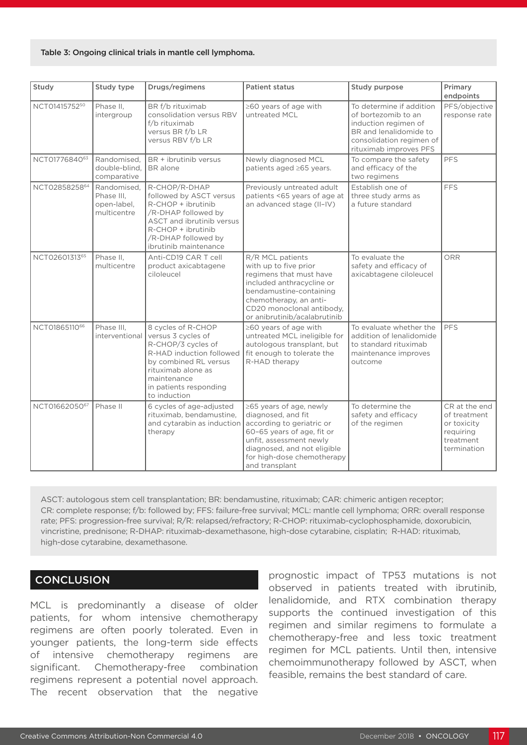Table 3: Ongoing clinical trials in mantle cell lymphoma.

| Study | Study type | Drugs/regimens | Patient status | Study purpose | Primary endpoints |
|---|---|---|---|---|---|
| NCT01415752[50] | Phase II, intergroup | BR f/b rituximab consolidation versus RBV f/b rituximab versus BR f/b LR versus RBV f/b LR | ≥60 years of age with untreated MCL | To determine if addition of bortezomib to an induction regimen of BR and lenalidomide to consolidation regimen of rituximab improves PFS | PFS/objective response rate |
| NCT01776840[63] | Randomised, double-blind, comparative | BR + ibrutinib versus BR alone | Newly diagnosed MCL patients aged ≥65 years. | To compare the safety and efficacy of the two regimens | PFS |
| NCT02858258[64] | Randomised, Phase III, open-label, multicentre | R-CHOP/R-DHAP followed by ASCT versus R-CHOP + ibrutinib /R-DHAP followed by ASCT and ibrutinib versus R-CHOP + ibrutinib /R-DHAP followed by ibrutinib maintenance | Previously untreated adult patients <65 years of age at an advanced stage (II–IV) | Establish one of three study arms as a future standard | FFS |
| NCT02601313[65] | Phase II, multicentre | Anti-CD19 CAR T cell product axicabtagene ciloleucel | R/R MCL patients with up to five prior regimens that must have included anthracycline or bendamustine-containing chemotherapy, an anti-CD20 monoclonal antibody, or anibrutinib/acalabrutinib | To evaluate the safety and efficacy of axicabtagene ciloleucel | ORR |
| NCT01865110[66] | Phase III, interventional | 8 cycles of R-CHOP versus 3 cycles of R-CHOP/3 cycles of R-HAD induction followed by combined RL versus rituximab alone as maintenance in patients responding to induction | ≥60 years of age with untreated MCL ineligible for autologous transplant, but fit enough to tolerate the R-HAD therapy | To evaluate whether the addition of lenalidomide to standard rituximab maintenance improves outcome | PFS |
| NCT01662050[67] | Phase II | 6 cycles of age-adjusted rituximab, bendamustine, and cytarabin as induction therapy | ≥65 years of age, newly diagnosed, and fit according to geriatric or 60–65 years of age, fit or unfit, assessment newly diagnosed, and not eligible for high-dose chemotherapy and transplant | To determine the safety and efficacy of the regimen | CR at the end of treatment or toxicity requiring treatment termination |

ASCT: autologous stem cell transplantation; BR: bendamustine, rituximab; CAR: chimeric antigen receptor; CR: complete response; f/b: followed by; FFS: failure-free survival; MCL: mantle cell lymphoma; ORR: overall response rate; PFS: progression-free survival; R/R: relapsed/refractory; R-CHOP: rituximab-cyclophosphamide, doxorubicin, vincristine, prednisone; R-DHAP: rituximab-dexamethasone, high-dose cytarabine, cisplatin; R-HAD: rituximab, high-dose cytarabine, dexamethasone.

## CONCLUSION

MCL is predominantly a disease of older patients, for whom intensive chemotherapy regimens are often poorly tolerated. Even in younger patients, the long-term side effects of intensive chemotherapy regimens are significant. Chemotherapy-free combination regimens represent a potential novel approach. The recent observation that the negative prognostic impact of TP53 mutations is not observed in patients treated with ibrutinib, lenalidomide, and RTX combination therapy supports the continued investigation of this regimen and similar regimens to formulate a chemotherapy-free and less toxic treatment regimen for MCL patients. Until then, intensive chemoimmunotherapy followed by ASCT, when feasible, remains the best standard of care.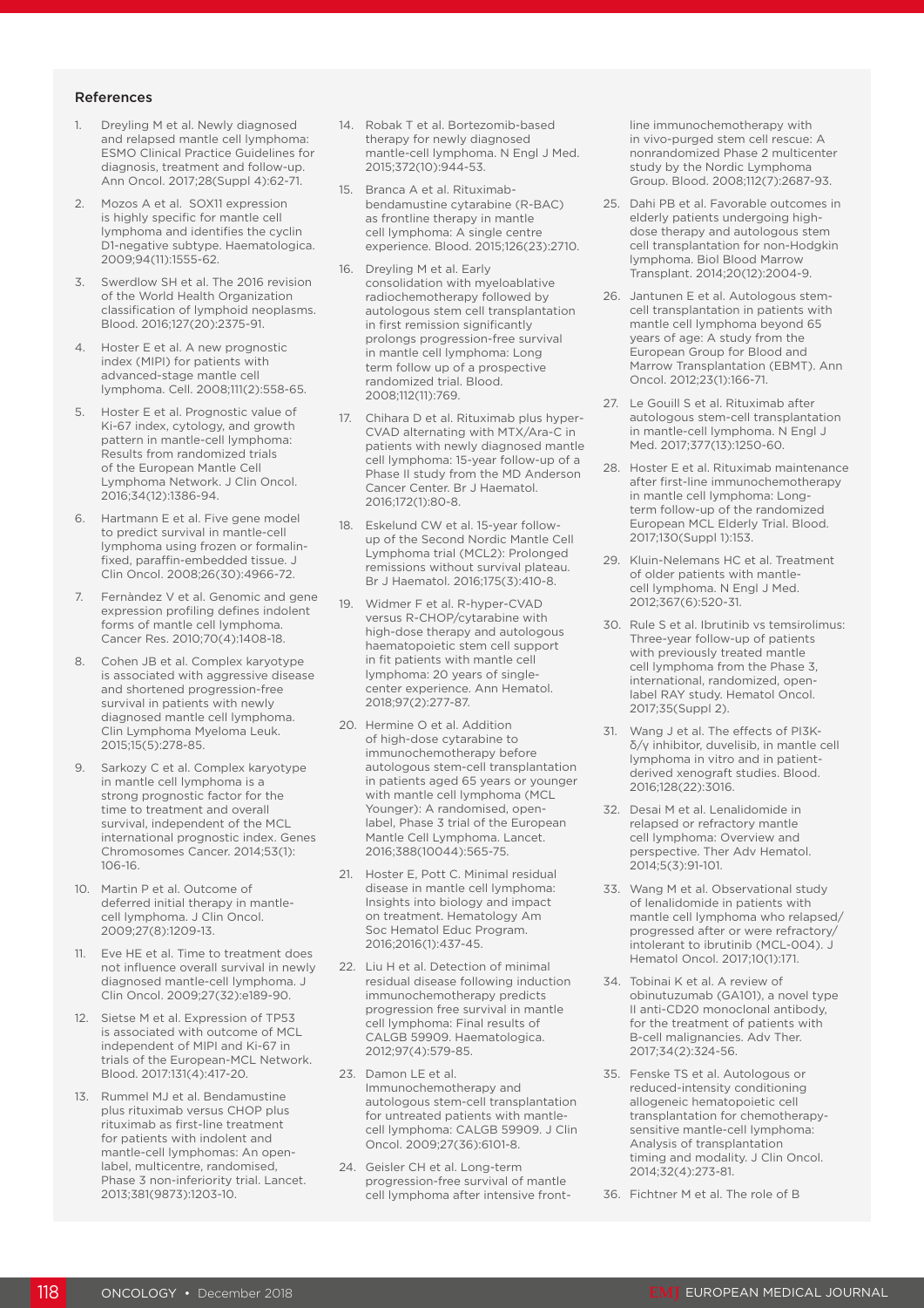## References

1. Dreyling M et al. Newly diagnosed and relapsed mantle cell lymphoma: ESMO Clinical Practice Guidelines for diagnosis, treatment and follow-up. Ann Oncol. 2017;28(Suppl 4):62-71.
2. Mozos A et al. SOX11 expression is highly specific for mantle cell lymphoma and identifies the cyclin D1-negative subtype. Haematologica. 2009;94(11):1555-62.
3. Swerdlow SH et al. The 2016 revision of the World Health Organization classification of lymphoid neoplasms. Blood. 2016;127(20):2375-91.
4. Hoster E et al. A new prognostic index (MIPI) for patients with advanced-stage mantle cell lymphoma. Cell. 2008;111(2):558-65.
5. Hoster E et al. Prognostic value of Ki-67 index, cytology, and growth pattern in mantle-cell lymphoma: Results from randomized trials of the European Mantle Cell Lymphoma Network. J Clin Oncol. 2016;34(12):1386-94.
6. Hartmann E et al. Five gene model to predict survival in mantle-cell lymphoma using frozen or formalin-fixed, paraffin-embedded tissue. J Clin Oncol. 2008;26(30):4966-72.
7. Fernàndez V et al. Genomic and gene expression profiling defines indolent forms of mantle cell lymphoma. Cancer Res. 2010;70(4):1408-18.
8. Cohen JB et al. Complex karyotype is associated with aggressive disease and shortened progression-free survival in patients with newly diagnosed mantle cell lymphoma. Clin Lymphoma Myeloma Leuk. 2015;15(5):278-85.
9. Sarkozy C et al. Complex karyotype in mantle cell lymphoma is a strong prognostic factor for the time to treatment and overall survival, independent of the MCL international prognostic index. Genes Chromosomes Cancer. 2014;53(1):106-16.
10. Martin P et al. Outcome of deferred initial therapy in mantle-cell lymphoma. J Clin Oncol. 2009;27(8):1209-13.
11. Eve HE et al. Time to treatment does not influence overall survival in newly diagnosed mantle-cell lymphoma. J Clin Oncol. 2009;27(32):e189-90.
12. Sietse M et al. Expression of TP53 is associated with outcome of MCL independent of MIPI and Ki-67 in trials of the European-MCL Network. Blood. 2017:131(4):417-20.
13. Rummel MJ et al. Bendamustine plus rituximab versus CHOP plus rituximab as first-line treatment for patients with indolent and mantle-cell lymphomas: An open-label, multicentre, randomised, Phase 3 non-inferiority trial. Lancet. 2013;381(9873):1203-10.
14. Robak T et al. Bortezomib-based therapy for newly diagnosed mantle-cell lymphoma. N Engl J Med. 2015;372(10):944-53.
15. Branca A et al. Rituximab-bendamustine cytarabine (R-BAC) as frontline therapy in mantle cell lymphoma: A single centre experience. Blood. 2015;126(23):2710.
16. Dreyling M et al. Early consolidation with myeloablative radiochemotherapy followed by autologous stem cell transplantation in first remission significantly prolongs progression-free survival in mantle cell lymphoma: Long term follow up of a prospective randomized trial. Blood. 2008;112(11):769.
17. Chihara D et al. Rituximab plus hyper-CVAD alternating with MTX/Ara-C in patients with newly diagnosed mantle cell lymphoma: 15-year follow-up of a Phase II study from the MD Anderson Cancer Center. Br J Haematol. 2016;172(1):80-8.
18. Eskelund CW et al. 15-year follow-up of the Second Nordic Mantle Cell Lymphoma trial (MCL2): Prolonged remissions without survival plateau. Br J Haematol. 2016;175(3):410-8.
19. Widmer F et al. R-hyper-CVAD versus R-CHOP/cytarabine with high-dose therapy and autologous haematopoietic stem cell support in fit patients with mantle cell lymphoma: 20 years of single-center experience. Ann Hematol. 2018;97(2):277-87.
20. Hermine O et al. Addition of high-dose cytarabine to immunochemotherapy before autologous stem-cell transplantation in patients aged 65 years or younger with mantle cell lymphoma (MCL Younger): A randomised, open-label, Phase 3 trial of the European Mantle Cell Lymphoma. Lancet. 2016;388(10044):565-75.
21. Hoster E, Pott C. Minimal residual disease in mantle cell lymphoma: Insights into biology and impact on treatment. Hematology Am Soc Hematol Educ Program. 2016;2016(1):437-45.
22. Liu H et al. Detection of minimal residual disease following induction immunochemotherapy predicts progression free survival in mantle cell lymphoma: Final results of CALGB 59909. Haematologica. 2012;97(4):579-85.
23. Damon LE et al. Immunochemotherapy and autologous stem-cell transplantation for untreated patients with mantle-cell lymphoma: CALGB 59909. J Clin Oncol. 2009;27(36):6101-8.
24. Geisler CH et al. Long-term progression-free survival of mantle cell lymphoma after intensive front-line immunochemotherapy with in vivo-purged stem cell rescue: A nonrandomized Phase 2 multicenter study by the Nordic Lymphoma Group. Blood. 2008;112(7):2687-93.
25. Dahi PB et al. Favorable outcomes in elderly patients undergoing high-dose therapy and autologous stem cell transplantation for non-Hodgkin lymphoma. Biol Blood Marrow Transplant. 2014;20(12):2004-9.
26. Jantunen E et al. Autologous stem-cell transplantation in patients with mantle cell lymphoma beyond 65 years of age: A study from the European Group for Blood and Marrow Transplantation (EBMT). Ann Oncol. 2012;23(1):166-71.
27. Le Gouill S et al. Rituximab after autologous stem-cell transplantation in mantle-cell lymphoma. N Engl J Med. 2017;377(13):1250-60.
28. Hoster E et al. Rituximab maintenance after first-line immunochemotherapy in mantle cell lymphoma: Long-term follow-up of the randomized European MCL Elderly Trial. Blood. 2017;130(Suppl 1):153.
29. Kluin-Nelemans HC et al. Treatment of older patients with mantle-cell lymphoma. N Engl J Med. 2012;367(6):520-31.
30. Rule S et al. Ibrutinib vs temsirolimus: Three-year follow-up of patients with previously treated mantle cell lymphoma from the Phase 3, international, randomized, open-label RAY study. Hematol Oncol. 2017;35(Suppl 2).
31. Wang J et al. The effects of PI3K-δ/γ inhibitor, duvelisib, in mantle cell lymphoma in vitro and in patient-derived xenograft studies. Blood. 2016;128(22):3016.
32. Desai M et al. Lenalidomide in relapsed or refractory mantle cell lymphoma: Overview and perspective. Ther Adv Hematol. 2014;5(3):91-101.
33. Wang M et al. Observational study of lenalidomide in patients with mantle cell lymphoma who relapsed/progressed after or were refractory/intolerant to ibrutinib (MCL-004). J Hematol Oncol. 2017;10(1):171.
34. Tobinai K et al. A review of obinutuzumab (GA101), a novel type II anti-CD20 monoclonal antibody, for the treatment of patients with B-cell malignancies. Adv Ther. 2017;34(2):324-56.
35. Fenske TS et al. Autologous or reduced-intensity conditioning allogeneic hematopoietic cell transplantation for chemotherapy-sensitive mantle-cell lymphoma: Analysis of transplantation timing and modality. J Clin Oncol. 2014;32(4):273-81.
36. Fichtner M et al. The role of B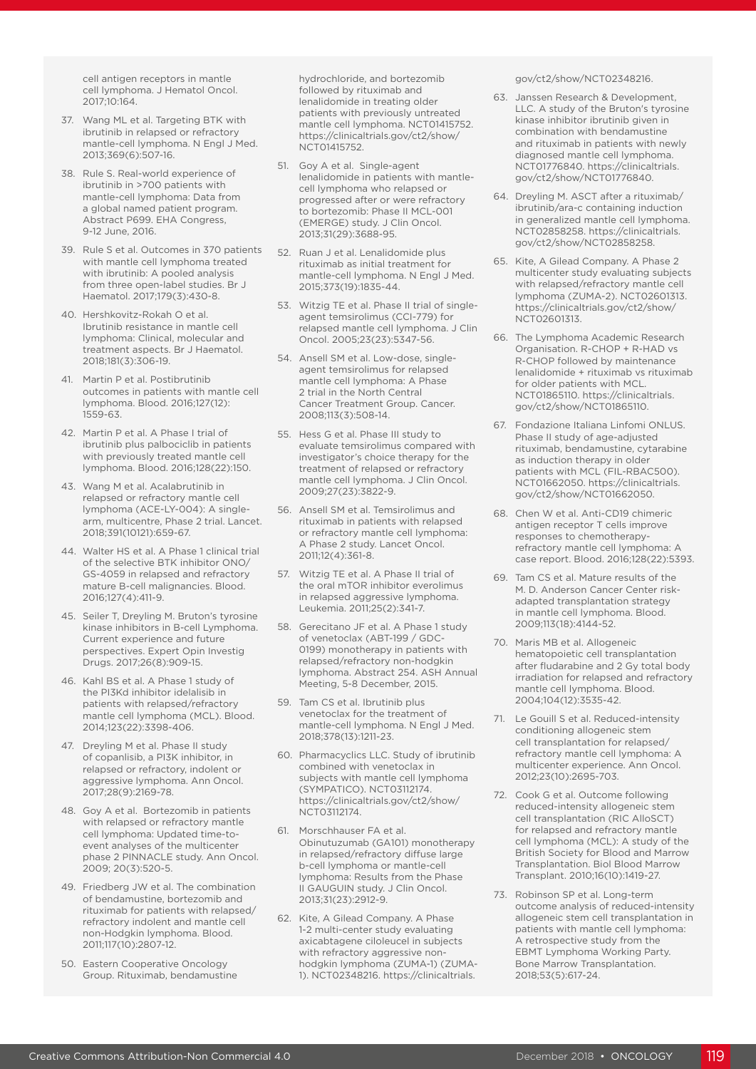cell antigen receptors in mantle cell lymphoma. J Hematol Oncol. 2017;10:164.

37. Wang ML et al. Targeting BTK with ibrutinib in relapsed or refractory mantle-cell lymphoma. N Engl J Med. 2013;369(6):507-16.

38. Rule S. Real-world experience of ibrutinib in >700 patients with mantle-cell lymphoma: Data from a global named patient program. Abstract P699. EHA Congress, 9-12 June, 2016.

39. Rule S et al. Outcomes in 370 patients with mantle cell lymphoma treated with ibrutinib: A pooled analysis from three open-label studies. Br J Haematol. 2017;179(3):430-8.

40. Hershkovitz-Rokah O et al. Ibrutinib resistance in mantle cell lymphoma: Clinical, molecular and treatment aspects. Br J Haematol. 2018;181(3):306-19.

41. Martin P et al. Postibrutinib outcomes in patients with mantle cell lymphoma. Blood. 2016;127(12):1559-63.

42. Martin P et al. A Phase I trial of ibrutinib plus palbociclib in patients with previously treated mantle cell lymphoma. Blood. 2016;128(22):150.

43. Wang M et al. Acalabrutinib in relapsed or refractory mantle cell lymphoma (ACE-LY-004): A single-arm, multicentre, Phase 2 trial. Lancet. 2018;391(10121):659-67.

44. Walter HS et al. A Phase 1 clinical trial of the selective BTK inhibitor ONO/GS-4059 in relapsed and refractory mature B-cell malignancies. Blood. 2016;127(4):411-9.

45. Seiler T, Dreyling M. Bruton's tyrosine kinase inhibitors in B-cell Lymphoma. Current experience and future perspectives. Expert Opin Investig Drugs. 2017;26(8):909-15.

46. Kahl BS et al. A Phase 1 study of the PI3Kd inhibitor idelalisib in patients with relapsed/refractory mantle cell lymphoma (MCL). Blood. 2014;123(22):3398-406.

47. Dreyling M et al. Phase II study of copanlisib, a PI3K inhibitor, in relapsed or refractory, indolent or aggressive lymphoma. Ann Oncol. 2017;28(9):2169-78.

48. Goy A et al. Bortezomib in patients with relapsed or refractory mantle cell lymphoma: Updated time-to-event analyses of the multicenter phase 2 PINNACLE study. Ann Oncol. 2009; 20(3):520-5.

49. Friedberg JW et al. The combination of bendamustine, bortezomib and rituximab for patients with relapsed/refractory indolent and mantle cell non-Hodgkin lymphoma. Blood. 2011;117(10):2807-12.

50. Eastern Cooperative Oncology Group. Rituximab, bendamustine hydrochloride, and bortezomib followed by rituximab and lenalidomide in treating older patients with previously untreated mantle cell lymphoma. NCT01415752. https://clinicaltrials.gov/ct2/show/NCT01415752.

51. Goy A et al. Single-agent lenalidomide in patients with mantle-cell lymphoma who relapsed or progressed after or were refractory to bortezomib: Phase II MCL-001 (EMERGE) study. J Clin Oncol. 2013;31(29):3688-95.

52. Ruan J et al. Lenalidomide plus rituximab as initial treatment for mantle-cell lymphoma. N Engl J Med. 2015;373(19):1835-44.

53. Witzig TE et al. Phase II trial of single-agent temsirolimus (CCI-779) for relapsed mantle cell lymphoma. J Clin Oncol. 2005;23(23):5347-56.

54. Ansell SM et al. Low-dose, single-agent temsirolimus for relapsed mantle cell lymphoma: A Phase 2 trial in the North Central Cancer Treatment Group. Cancer. 2008;113(3):508-14.

55. Hess G et al. Phase III study to evaluate temsirolimus compared with investigator's choice therapy for the treatment of relapsed or refractory mantle cell lymphoma. J Clin Oncol. 2009;27(23):3822-9.

56. Ansell SM et al. Temsirolimus and rituximab in patients with relapsed or refractory mantle cell lymphoma: A Phase 2 study. Lancet Oncol. 2011;12(4):361-8.

57. Witzig TE et al. A Phase II trial of the oral mTOR inhibitor everolimus in relapsed aggressive lymphoma. Leukemia. 2011;25(2):341-7.

58. Gerecitano JF et al. A Phase 1 study of venetoclax (ABT-199 / GDC-0199) monotherapy in patients with relapsed/refractory non-hodgkin lymphoma. Abstract 254. ASH Annual Meeting, 5-8 December, 2015.

59. Tam CS et al. Ibrutinib plus venetoclax for the treatment of mantle-cell lymphoma. N Engl J Med. 2018;378(13):1211-23.

60. Pharmacyclics LLC. Study of ibrutinib combined with venetoclax in subjects with mantle cell lymphoma (SYMPATICO). NCT03112174. https://clinicaltrials.gov/ct2/show/NCT03112174.

61. Morschhauser FA et al. Obinutuzumab (GA101) monotherapy in relapsed/refractory diffuse large b-cell lymphoma or mantle-cell lymphoma: Results from the Phase II GAUGUIN study. J Clin Oncol. 2013;31(23):2912-9.

62. Kite, A Gilead Company. A Phase 1-2 multi-center study evaluating axicabtagene ciloleucel in subjects with refractory aggressive non-hodgkin lymphoma (ZUMA-1) (ZUMA-1). NCT02348216. https://clinicaltrials.gov/ct2/show/NCT02348216.

63. Janssen Research & Development, LLC. A study of the Bruton's tyrosine kinase inhibitor ibrutinib given in combination with bendamustine and rituximab in patients with newly diagnosed mantle cell lymphoma. NCT01776840. https://clinicaltrials.gov/ct2/show/NCT01776840.

64. Dreyling M. ASCT after a rituximab/ibrutinib/ara-c containing induction in generalized mantle cell lymphoma. NCT02858258. https://clinicaltrials.gov/ct2/show/NCT02858258.

65. Kite, A Gilead Company. A Phase 2 multicenter study evaluating subjects with relapsed/refractory mantle cell lymphoma (ZUMA-2). NCT02601313. https://clinicaltrials.gov/ct2/show/NCT02601313.

66. The Lymphoma Academic Research Organisation. R-CHOP + R-HAD vs R-CHOP followed by maintenance lenalidomide + rituximab vs rituximab for older patients with MCL. NCT01865110. https://clinicaltrials.gov/ct2/show/NCT01865110.

67. Fondazione Italiana Linfomi ONLUS. Phase II study of age-adjusted rituximab, bendamustine, cytarabine as induction therapy in older patients with MCL (FIL-RBAC500). NCT01662050. https://clinicaltrials.gov/ct2/show/NCT01662050.

68. Chen W et al. Anti-CD19 chimeric antigen receptor T cells improve responses to chemotherapy-refractory mantle cell lymphoma: A case report. Blood. 2016;128(22):5393.

69. Tam CS et al. Mature results of the M. D. Anderson Cancer Center risk-adapted transplantation strategy in mantle cell lymphoma. Blood. 2009;113(18):4144-52.

70. Maris MB et al. Allogeneic hematopoietic cell transplantation after fludarabine and 2 Gy total body irradiation for relapsed and refractory mantle cell lymphoma. Blood. 2004;104(12):3535-42.

71. Le Gouill S et al. Reduced-intensity conditioning allogeneic stem cell transplantation for relapsed/refractory mantle cell lymphoma: A multicenter experience. Ann Oncol. 2012;23(10):2695-703.

72. Cook G et al. Outcome following reduced-intensity allogeneic stem cell transplantation (RIC AlloSCT) for relapsed and refractory mantle cell lymphoma (MCL): A study of the British Society for Blood and Marrow Transplantation. Biol Blood Marrow Transplant. 2010;16(10):1419-27.

73. Robinson SP et al. Long-term outcome analysis of reduced-intensity allogeneic stem cell transplantation in patients with mantle cell lymphoma: A retrospective study from the EBMT Lymphoma Working Party. Bone Marrow Transplantation. 2018;53(5):617-24.